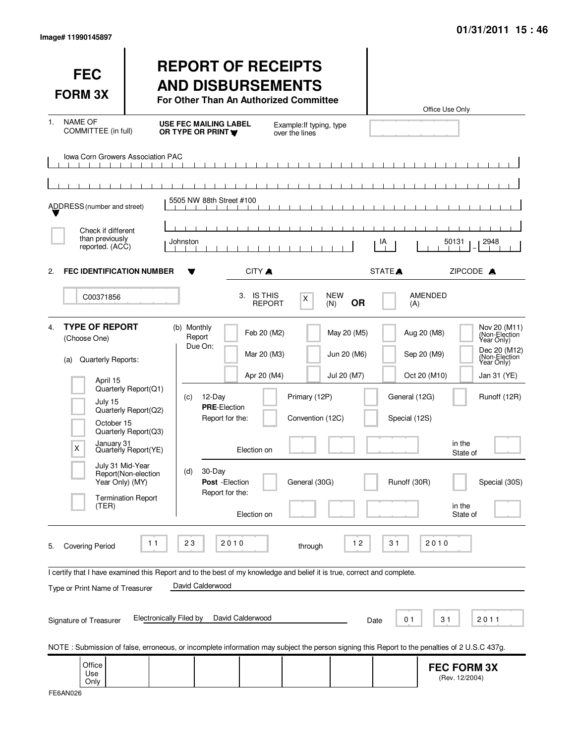Image# 11990145897

01/31/2011 15 : 46

# FEC FORM 3X

# REPORT OF RECEIPTS AND DISBURSEMENTS

**For Other Than An Authorized Committee**

Office Use Only

1. NAME OF COMMITTEE (in full) — **USE FEC MAILING LABEL OR TYPE OR PRINT** — Example: If typing, type over the lines

Iowa Corn Growers Association PAC

ADDRESS (number and street): 5505 NW 88th Street #100

[ ] Check if different than previously reported. (ACC)

| CITY | STATE | ZIPCODE |
|---|---|---|
| Johnston | IA | 50131 - 2948 |

2. **FEC IDENTIFICATION NUMBER**: C00371856

3. IS THIS REPORT: [X] NEW (N) **OR** [ ] AMENDED (A)

4. **TYPE OF REPORT** (Choose One)

(a) Quarterly Reports:

- [ ] April 15 Quarterly Report (Q1)
- [ ] July 15 Quarterly Report (Q2)
- [ ] October 15 Quarterly Report (Q3)
- [X] January 31 Quarterly Report (YE)
- [ ] July 31 Mid-Year Report (Non-election Year Only) (MY)
- [ ] Termination Report (TER)

(b) Monthly Report Due On:

- [ ] Feb 20 (M2)
- [ ] Mar 20 (M3)
- [ ] Apr 20 (M4)
- [ ] May 20 (M5)
- [ ] Jun 20 (M6)
- [ ] Jul 20 (M7)
- [ ] Aug 20 (M8)
- [ ] Sep 20 (M9)
- [ ] Oct 20 (M10)
- [ ] Nov 20 (M11) (Non-Election Year Only)
- [ ] Dec 20 (M12) (Non-Election Year Only)
- [ ] Jan 31 (YE)

(c) 12-Day **PRE**-Election Report for the:

- [ ] Primary (12P)
- [ ] General (12G)
- [ ] Runoff (12R)
- [ ] Convention (12C)
- [ ] Special (12S)

Election on ______ in the State of ______

(d) 30-Day **Post**-Election Report for the:

- [ ] General (30G)
- [ ] Runoff (30R)
- [ ] Special (30S)

Election on ______ in the State of ______

5. Covering Period 11 23 2010 through 12 31 2010

I certify that I have examined this Report and to the best of my knowledge and belief it is true, correct and complete.

Type or Print Name of Treasurer: David Calderwood

Signature of Treasurer: Electronically Filed by David Calderwood — Date 01 31 2011

NOTE : Submission of false, erroneous, or incomplete information may subject the person signing this Report to the penalties of 2 U.S.C 437g.

Office Use Only

**FEC FORM 3X** (Rev. 12/2004)

FE6AN026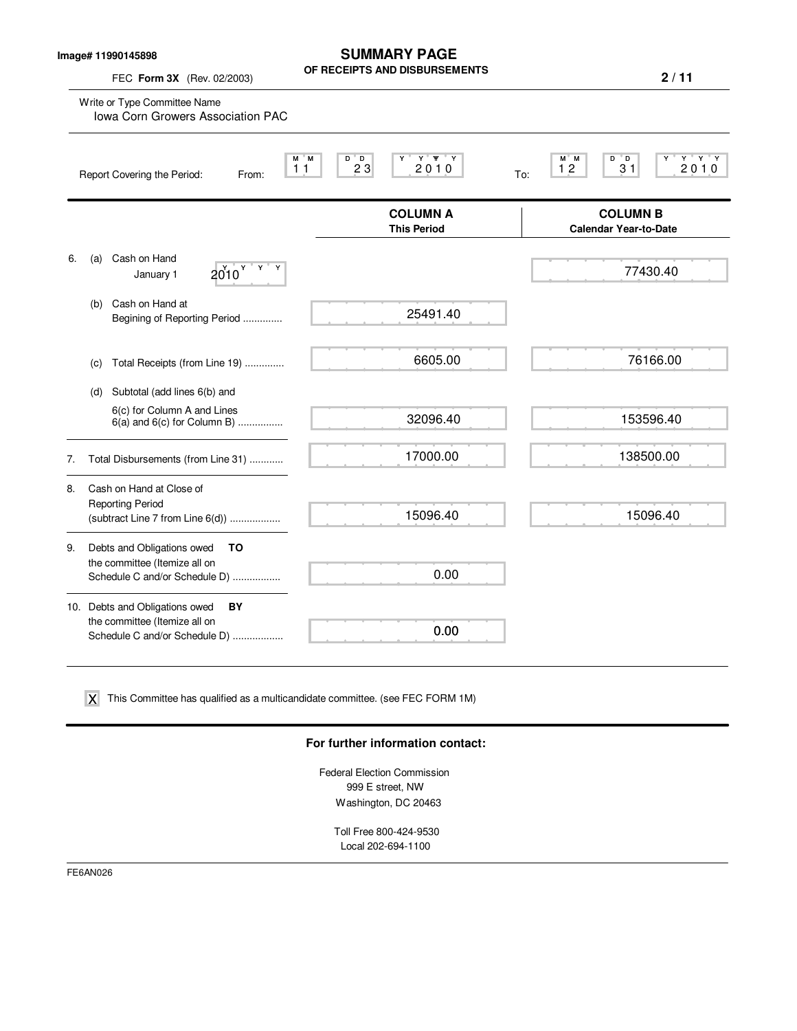Image# 11990145898

# SUMMARY PAGE
## OF RECEIPTS AND DISBURSEMENTS

FEC **Form 3X** (Rev. 02/2003)

Write or Type Committee Name
Iowa Corn Growers Association PAC

Report Covering the Period: From: 11 23 2010 To: 12 31 2010

| | | COLUMN A This Period | COLUMN B Calendar Year-to-Date |
|---|---|---|---|
| 6. | (a) Cash on Hand January 1 2010 | | 77430.40 |
| | (b) Cash on Hand at Begining of Reporting Period .............. | 25491.40 | |
| | (c) Total Receipts (from Line 19) .............. | 6605.00 | 76166.00 |
| | (d) Subtotal (add lines 6(b) and 6(c) for Column A and Lines 6(a) and 6(c) for Column B) ................ | 32096.40 | 153596.40 |
| 7. | Total Disbursements (from Line 31) ............ | 17000.00 | 138500.00 |
| 8. | Cash on Hand at Close of Reporting Period (subtract Line 7 from Line 6(d)) .................. | 15096.40 | 15096.40 |
| 9. | Debts and Obligations owed **TO** the committee (Itemize all on Schedule C and/or Schedule D) ................. | 0.00 | |
| 10. | Debts and Obligations owed **BY** the committee (Itemize all on Schedule C and/or Schedule D) .................. | 0.00 | |

X This Committee has qualified as a multicandidate committee. (see FEC FORM 1M)

**For further information contact:**

Federal Election Commission
999 E street, NW
Washington, DC 20463

Toll Free 800-424-9530
Local 202-694-1100

FE6AN026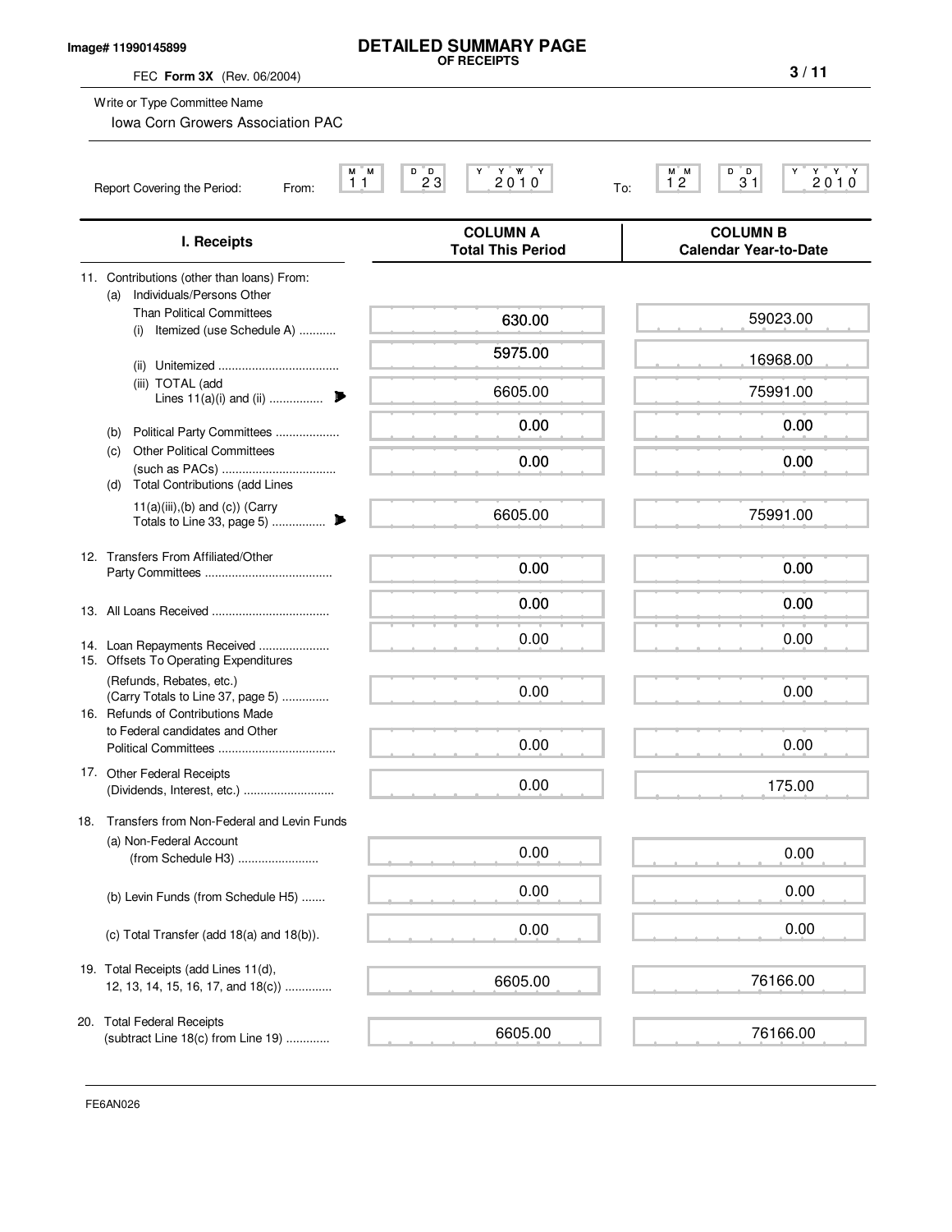Image# 11990145899

# DETAILED SUMMARY PAGE
**OF RECEIPTS**

FEC **Form 3X** (Rev. 06/2004)

Write or Type Committee Name

Iowa Corn Growers Association PAC

Report Covering the Period: From: 11 23 2010 To: 12 31 2010

| I. Receipts | COLUMN A Total This Period | COLUMN B Calendar Year-to-Date |
|---|---|---|
| 11. Contributions (other than loans) From: | | |
| (a) Individuals/Persons Other Than Political Committees | | |
| (i) Itemized (use Schedule A) | 630.00 | 59023.00 |
| (ii) Unitemized | 5975.00 | 16968.00 |
| (iii) TOTAL (add Lines 11(a)(i) and (ii) | 6605.00 | 75991.00 |
| (b) Political Party Committees | 0.00 | 0.00 |
| (c) Other Political Committees (such as PACs) | 0.00 | 0.00 |
| (d) Total Contributions (add Lines 11(a)(iii),(b) and (c)) (Carry Totals to Line 33, page 5) | 6605.00 | 75991.00 |
| 12. Transfers From Affiliated/Other Party Committees | 0.00 | 0.00 |
| 13. All Loans Received | 0.00 | 0.00 |
| 14. Loan Repayments Received | 0.00 | 0.00 |
| 15. Offsets To Operating Expenditures (Refunds, Rebates, etc.) (Carry Totals to Line 37, page 5) | 0.00 | 0.00 |
| 16. Refunds of Contributions Made to Federal candidates and Other Political Committees | 0.00 | 0.00 |
| 17. Other Federal Receipts (Dividends, Interest, etc.) | 0.00 | 175.00 |
| 18. Transfers from Non-Federal and Levin Funds | | |
| (a) Non-Federal Account (from Schedule H3) | 0.00 | 0.00 |
| (b) Levin Funds (from Schedule H5) | 0.00 | 0.00 |
| (c) Total Transfer (add 18(a) and 18(b)). | 0.00 | 0.00 |
| 19. Total Receipts (add Lines 11(d), 12, 13, 14, 15, 16, 17, and 18(c)) | 6605.00 | 76166.00 |
| 20. Total Federal Receipts (subtract Line 18(c) from Line 19) | 6605.00 | 76166.00 |

FE6AN026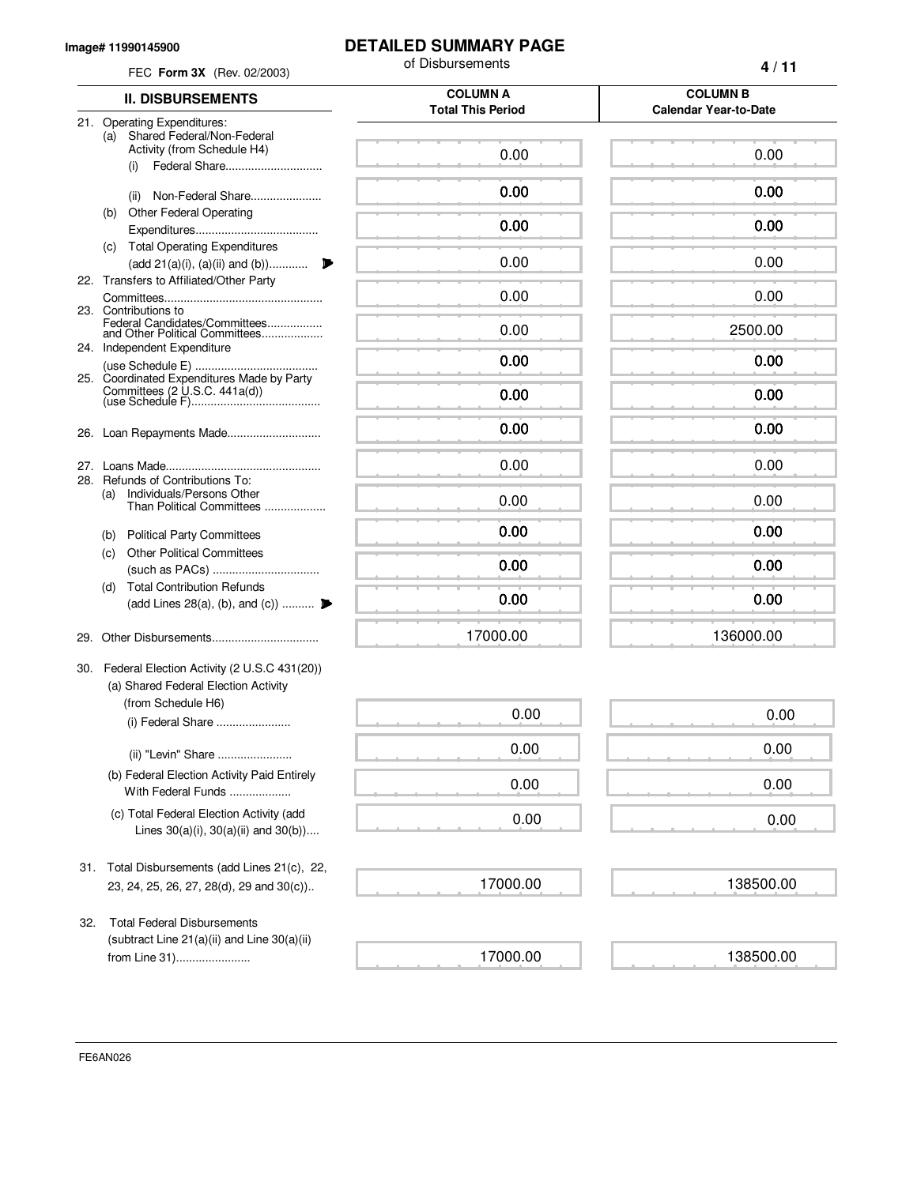Image# 11990145900

# DETAILED SUMMARY PAGE

of Disbursements

FEC **Form 3X** (Rev. 02/2003)

| II. DISBURSEMENTS | COLUMN A Total This Period | COLUMN B Calendar Year-to-Date |
|---|---|---|
| 21. Operating Expenditures: | | |
| (a) Shared Federal/Non-Federal Activity (from Schedule H4) | | |
| (i) Federal Share | 0.00 | 0.00 |
| (ii) Non-Federal Share | 0.00 | 0.00 |
| (b) Other Federal Operating Expenditures | 0.00 | 0.00 |
| (c) Total Operating Expenditures (add 21(a)(i), (a)(ii) and (b)) | 0.00 | 0.00 |
| 22. Transfers to Affiliated/Other Party Committees | 0.00 | 0.00 |
| 23. Contributions to Federal Candidates/Committees and Other Political Committees | 0.00 | 2500.00 |
| 24. Independent Expenditure (use Schedule E) | 0.00 | 0.00 |
| 25. Coordinated Expenditures Made by Party Committees (2 U.S.C. 441a(d)) (use Schedule F) | 0.00 | 0.00 |
| 26. Loan Repayments Made | 0.00 | 0.00 |
| 27. Loans Made | 0.00 | 0.00 |
| 28. Refunds of Contributions To: | | |
| (a) Individuals/Persons Other Than Political Committees | 0.00 | 0.00 |
| (b) Political Party Committees | 0.00 | 0.00 |
| (c) Other Political Committees (such as PACs) | 0.00 | 0.00 |
| (d) Total Contribution Refunds (add Lines 28(a), (b), and (c)) | 0.00 | 0.00 |
| 29. Other Disbursements | 17000.00 | 136000.00 |
| 30. Federal Election Activity (2 U.S.C 431(20)) | | |
| (a) Shared Federal Election Activity (from Schedule H6) | | |
| (i) Federal Share | 0.00 | 0.00 |
| (ii) "Levin" Share | 0.00 | 0.00 |
| (b) Federal Election Activity Paid Entirely With Federal Funds | 0.00 | 0.00 |
| (c) Total Federal Election Activity (add Lines 30(a)(i), 30(a)(ii) and 30(b)) | 0.00 | 0.00 |
| 31. Total Disbursements (add Lines 21(c), 22, 23, 24, 25, 26, 27, 28(d), 29 and 30(c)) | 17000.00 | 138500.00 |
| 32. Total Federal Disbursements (subtract Line 21(a)(ii) and Line 30(a)(ii) from Line 31) | 17000.00 | 138500.00 |

FE6AN026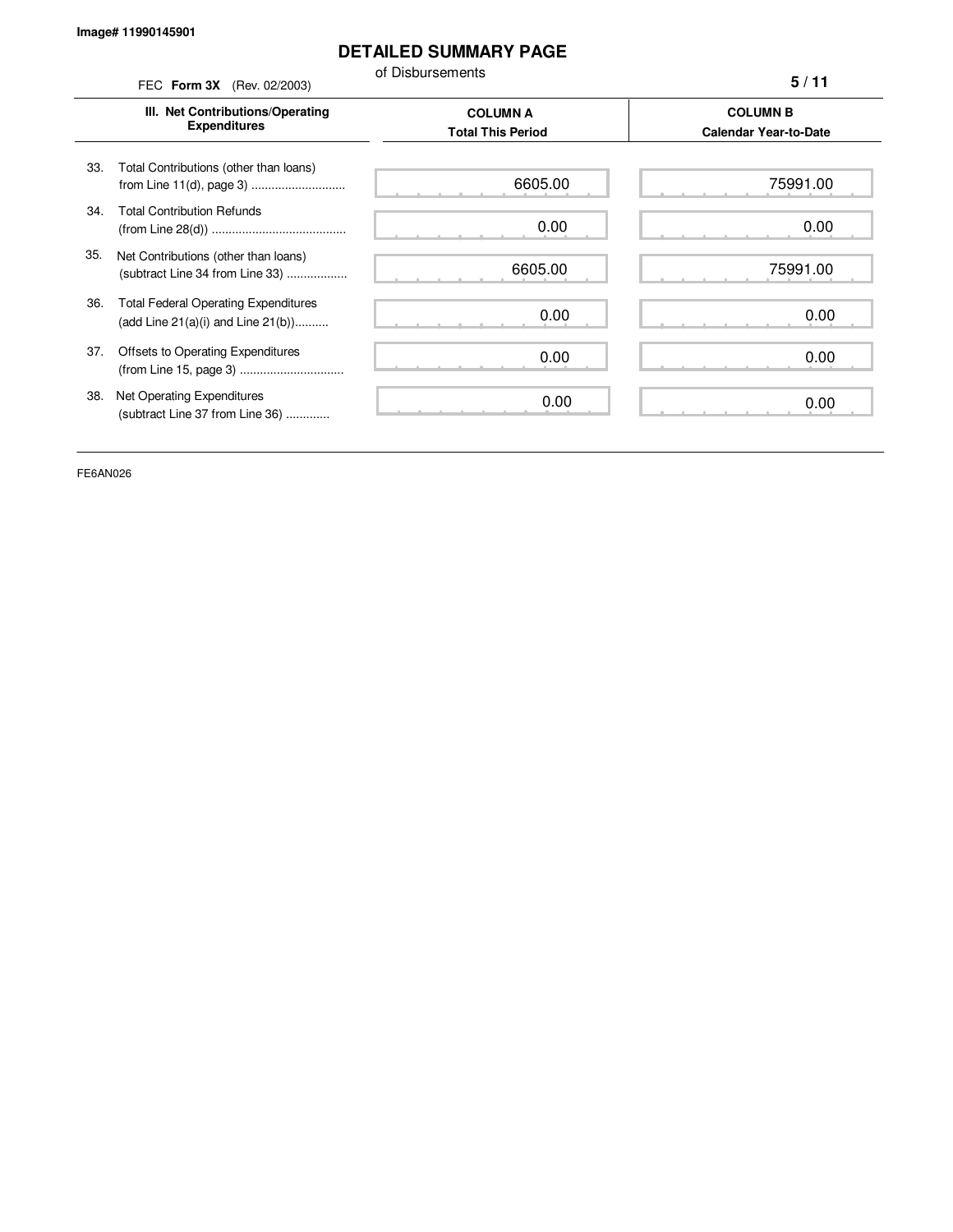Image# 11990145901

# DETAILED SUMMARY PAGE

of Disbursements

FEC **Form 3X** (Rev. 02/2003)

| III. Net Contributions/Operating Expenditures | COLUMN A Total This Period | COLUMN B Calendar Year-to-Date |
|---|---|---|
| 33. Total Contributions (other than loans) from Line 11(d), page 3 ............................ | 6605.00 | 75991.00 |
| 34. Total Contribution Refunds (from Line 28(d)) ........................................ | 0.00 | 0.00 |
| 35. Net Contributions (other than loans) (subtract Line 34 from Line 33) .................. | 6605.00 | 75991.00 |
| 36. Total Federal Operating Expenditures (add Line 21(a)(i) and Line 21(b)).......... | 0.00 | 0.00 |
| 37. Offsets to Operating Expenditures (from Line 15, page 3) ............................... | 0.00 | 0.00 |
| 38. Net Operating Expenditures (subtract Line 37 from Line 36) ............ | 0.00 | 0.00 |

FE6AN026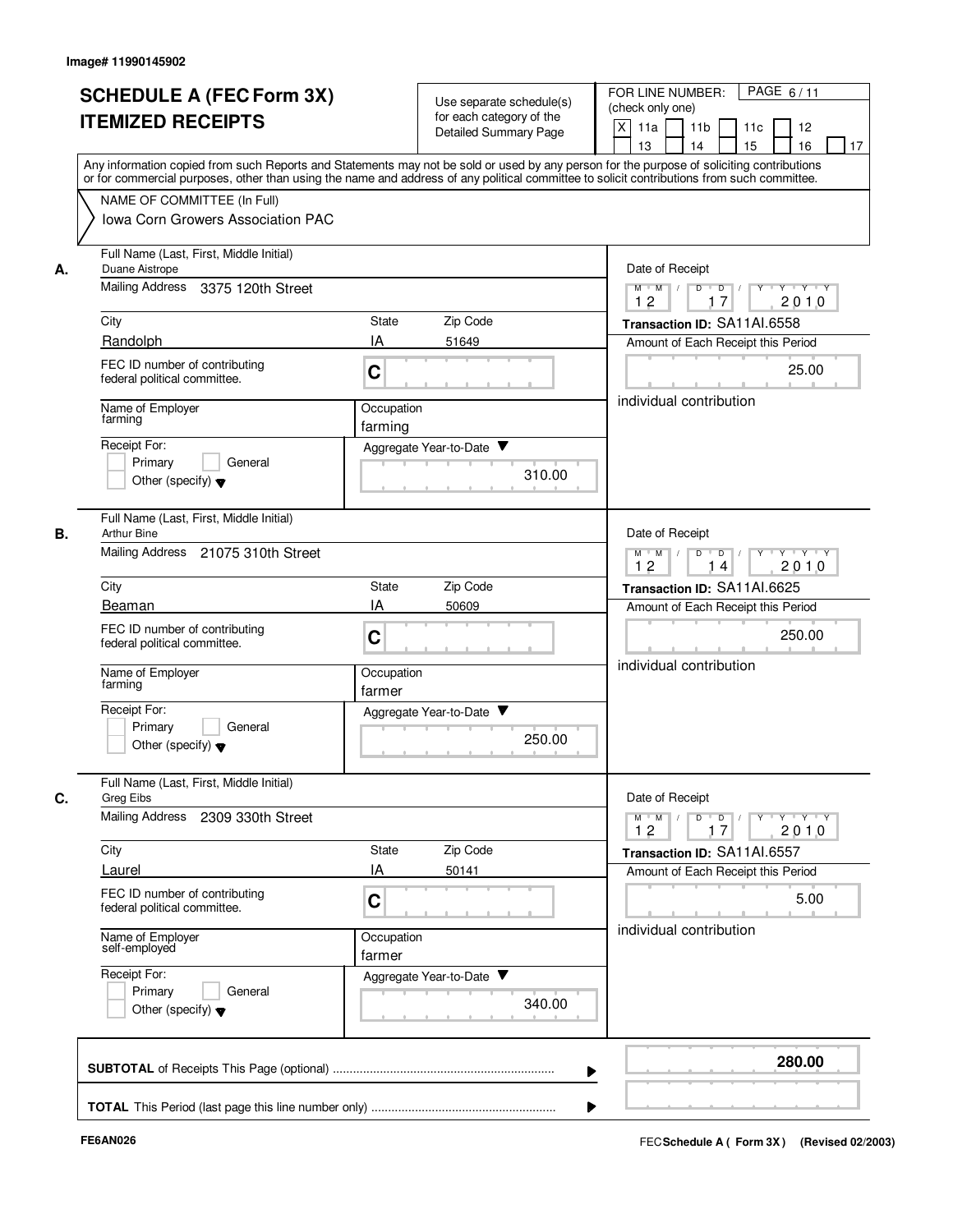Image# 11990145902

# SCHEDULE A (FEC Form 3X) ITEMIZED RECEIPTS

Use separate schedule(s) for each category of the Detailed Summary Page

FOR LINE NUMBER: (check only one)

[X] 11a [ ] 11b [ ] 11c [ ] 12 [ ] 13 [ ] 14 [ ] 15 [ ] 16 [ ] 17

PAGE 6 / 11

Any information copied from such Reports and Statements may not be sold or used by any person for the purpose of soliciting contributions or for commercial purposes, other than using the name and address of any political committee to solicit contributions from such committee.

NAME OF COMMITTEE (In Full)

Iowa Corn Growers Association PAC

---

**A.** Full Name (Last, First, Middle Initial): Duane Aistrope

Mailing Address: 3375 120th Street

City: Randolph | State: IA | Zip Code: 51649

FEC ID number of contributing federal political committee: C

Name of Employer: farming

Occupation: farming

Receipt For: [ ] Primary [ ] General [ ] Other (specify)

Aggregate Year-to-Date: 310.00

Date of Receipt: 12 / 17 / 2010

Transaction ID: SA11AI.6558

Amount of Each Receipt this Period: 25.00

individual contribution

---

**B.** Full Name (Last, First, Middle Initial): Arthur Bine

Mailing Address: 21075 310th Street

City: Beaman | State: IA | Zip Code: 50609

FEC ID number of contributing federal political committee: C

Name of Employer: farming

Occupation: farmer

Receipt For: [ ] Primary [ ] General [ ] Other (specify)

Aggregate Year-to-Date: 250.00

Date of Receipt: 12 / 14 / 2010

Transaction ID: SA11AI.6625

Amount of Each Receipt this Period: 250.00

individual contribution

---

**C.** Full Name (Last, First, Middle Initial): Greg Eibs

Mailing Address: 2309 330th Street

City: Laurel | State: IA | Zip Code: 50141

FEC ID number of contributing federal political committee: C

Name of Employer: self-employed

Occupation: farmer

Receipt For: [ ] Primary [ ] General [ ] Other (specify)

Aggregate Year-to-Date: 340.00

Date of Receipt: 12 / 17 / 2010

Transaction ID: SA11AI.6557

Amount of Each Receipt this Period: 5.00

individual contribution

---

**SUBTOTAL** of Receipts This Page (optional) ........ **280.00**

**TOTAL** This Period (last page this line number only) ........

FE6AN026

FEC Schedule A ( Form 3X ) (Revised 02/2003)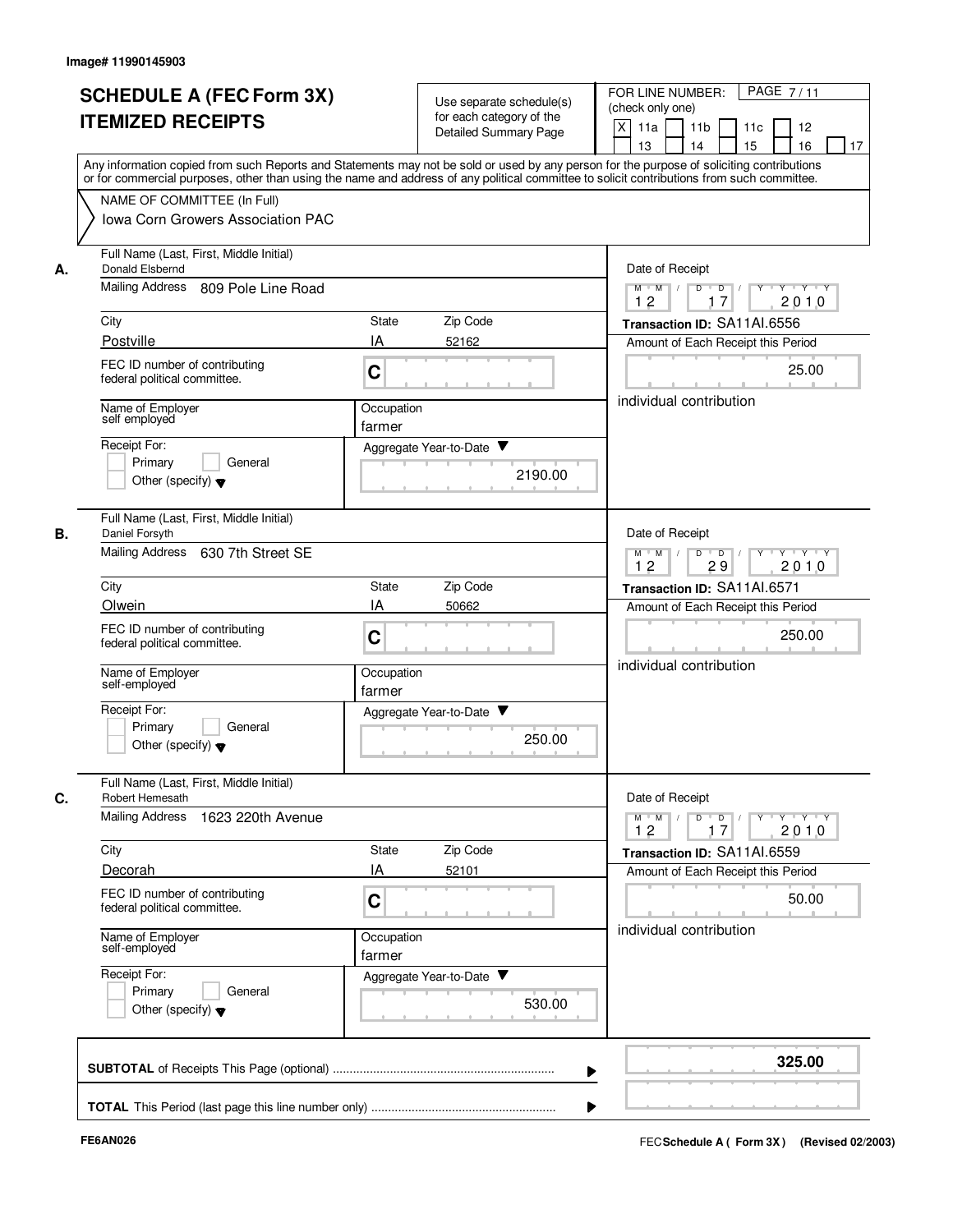Image# 11990145903

# SCHEDULE A (FEC Form 3X)
# ITEMIZED RECEIPTS

Use separate schedule(s) for each category of the Detailed Summary Page

FOR LINE NUMBER: (check only one)

[X] 11a [ ] 11b [ ] 11c [ ] 12 [ ] 13 [ ] 14 [ ] 15 [ ] 16 [ ] 17

PAGE 7 / 11

Any information copied from such Reports and Statements may not be sold or used by any person for the purpose of soliciting contributions or for commercial purposes, other than using the name and address of any political committee to solicit contributions from such committee.

NAME OF COMMITTEE (In Full)

Iowa Corn Growers Association PAC

---

**A.** Full Name (Last, First, Middle Initial): Donald Elsbernd

Mailing Address: 809 Pole Line Road

City: Postville | State: IA | Zip Code: 52162

FEC ID number of contributing federal political committee: C

Name of Employer: self employed

Occupation: farmer

Receipt For: [ ] Primary [ ] General [ ] Other (specify)

Aggregate Year-to-Date: 2190.00

Date of Receipt: 12 / 17 / 2010

Transaction ID: SA11AI.6556

Amount of Each Receipt this Period: 25.00

individual contribution

---

**B.** Full Name (Last, First, Middle Initial): Daniel Forsyth

Mailing Address: 630 7th Street SE

City: Olwein | State: IA | Zip Code: 50662

FEC ID number of contributing federal political committee: C

Name of Employer: self-employed

Occupation: farmer

Receipt For: [ ] Primary [ ] General [ ] Other (specify)

Aggregate Year-to-Date: 250.00

Date of Receipt: 12 / 29 / 2010

Transaction ID: SA11AI.6571

Amount of Each Receipt this Period: 250.00

individual contribution

---

**C.** Full Name (Last, First, Middle Initial): Robert Hemesath

Mailing Address: 1623 220th Avenue

City: Decorah | State: IA | Zip Code: 52101

FEC ID number of contributing federal political committee: C

Name of Employer: self-employed

Occupation: farmer

Receipt For: [ ] Primary [ ] General [ ] Other (specify)

Aggregate Year-to-Date: 530.00

Date of Receipt: 12 / 17 / 2010

Transaction ID: SA11AI.6559

Amount of Each Receipt this Period: 50.00

individual contribution

---

**SUBTOTAL** of Receipts This Page (optional): **325.00**

**TOTAL** This Period (last page this line number only):

FE6AN026

FEC **Schedule A ( Form 3X)** (Revised 02/2003)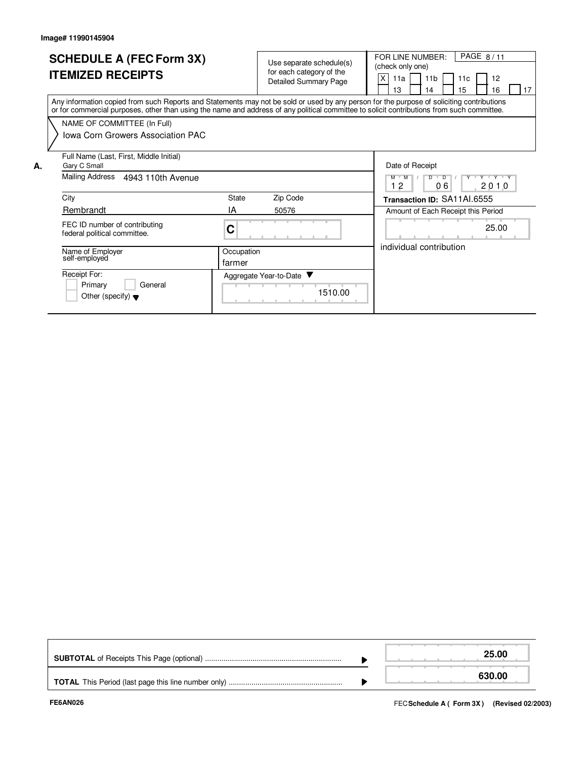Image# 11990145904

# SCHEDULE A (FEC Form 3X)
# ITEMIZED RECEIPTS

Use separate schedule(s) for each category of the Detailed Summary Page

FOR LINE NUMBER: (check only one)

[X] 11a [ ] 11b [ ] 11c [ ] 12 [ ] 13 [ ] 14 [ ] 15 [ ] 16 [ ] 17

PAGE 8 / 11

Any information copied from such Reports and Statements may not be sold or used by any person for the purpose of soliciting contributions or for commercial purposes, other than using the name and address of any political committee to solicit contributions from such committee.

NAME OF COMMITTEE (In Full)
Iowa Corn Growers Association PAC

**A.**

| Field | Value |
|---|---|
| Full Name (Last, First, Middle Initial) | Gary C Small |
| Mailing Address | 4943 110th Avenue |
| City | Rembrandt |
| State | IA |
| Zip Code | 50576 |
| FEC ID number of contributing federal political committee. | C |
| Name of Employer | self-employed |
| Occupation | farmer |
| Receipt For: | [ ] Primary [ ] General [ ] Other (specify) |
| Aggregate Year-to-Date | 1510.00 |
| Date of Receipt | 12 / 06 / 2010 |
| Transaction ID | SA11AI.6555 |
| Amount of Each Receipt this Period | 25.00 |
| | individual contribution |

| | |
|---|---|
| **SUBTOTAL** of Receipts This Page (optional) | **25.00** |
| **TOTAL** This Period (last page this line number only) | **630.00** |

FE6AN026

FEC **Schedule A ( Form 3X )** (Revised 02/2003)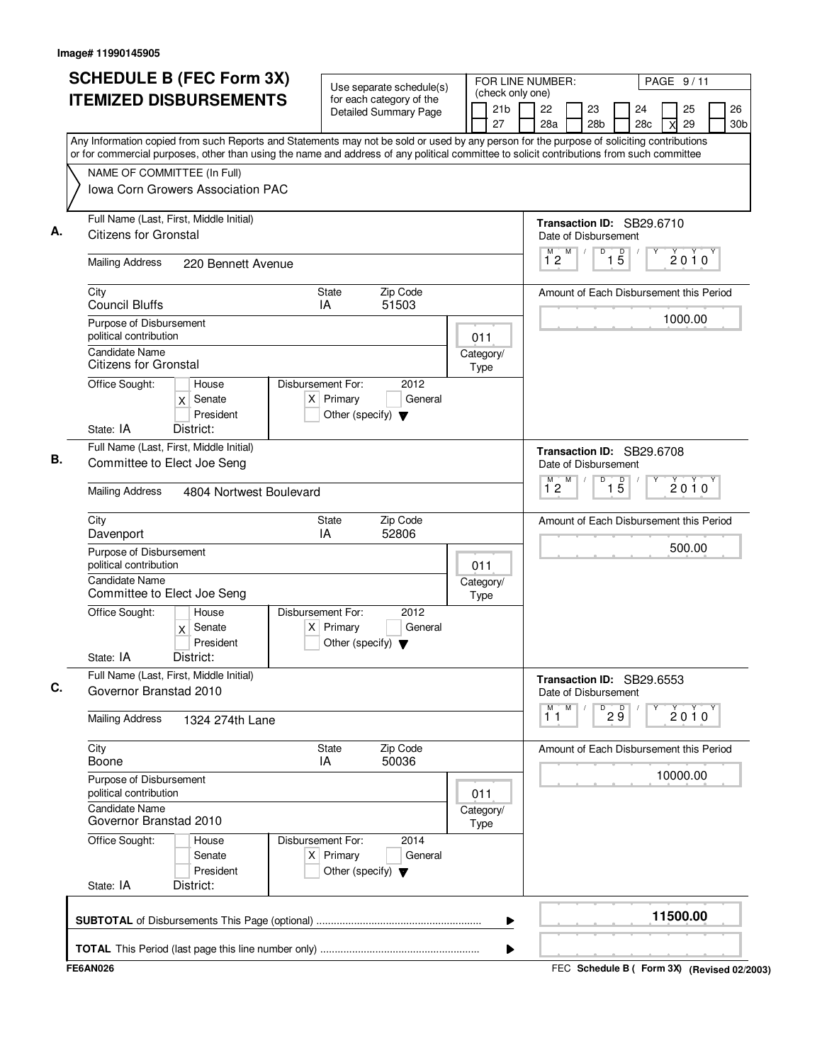Image# 11990145905

# SCHEDULE B (FEC Form 3X) ITEMIZED DISBURSEMENTS

Use separate schedule(s) for each category of the Detailed Summary Page

FOR LINE NUMBER: (check only one)

21b [ ] 22 [ ] 23 [ ] 24 [ ] 25 [ ] 26 [ ]
27 [ ] 28a [ ] 28b [ ] 28c [ ] 29 [X] 30b [ ]

PAGE 9 / 11

Any Information copied from such Reports and Statements may not be sold or used by any person for the purpose of soliciting contributions or for commercial purposes, other than using the name and address of any political committee to solicit contributions from such committee

NAME OF COMMITTEE (In Full)
Iowa Corn Growers Association PAC

---

**A.** Full Name (Last, First, Middle Initial): Citizens for Gronstal

Transaction ID: SB29.6710

Date of Disbursement: 12 / 15 / 2010

Mailing Address: 220 Bennett Avenue

City: Council Bluffs | State: IA | Zip Code: 51503

Amount of Each Disbursement this Period: 1000.00

Purpose of Disbursement: political contribution

Category/Type: 011

Candidate Name: Citizens for Gronstal

Office Sought: [ ] House [X] Senate [ ] President

Disbursement For: 2012 [X] Primary [ ] General [ ] Other (specify)

State: IA District:

---

**B.** Full Name (Last, First, Middle Initial): Committee to Elect Joe Seng

Transaction ID: SB29.6708

Date of Disbursement: 12 / 15 / 2010

Mailing Address: 4804 Nortwest Boulevard

City: Davenport | State: IA | Zip Code: 52806

Amount of Each Disbursement this Period: 500.00

Purpose of Disbursement: political contribution

Category/Type: 011

Candidate Name: Committee to Elect Joe Seng

Office Sought: [ ] House [X] Senate [ ] President

Disbursement For: 2012 [X] Primary [ ] General [ ] Other (specify)

State: IA District:

---

**C.** Full Name (Last, First, Middle Initial): Governor Branstad 2010

Transaction ID: SB29.6553

Date of Disbursement: 11 / 29 / 2010

Mailing Address: 1324 274th Lane

City: Boone | State: IA | Zip Code: 50036

Amount of Each Disbursement this Period: 10000.00

Purpose of Disbursement: political contribution

Category/Type: 011

Candidate Name: Governor Branstad 2010

Office Sought: [ ] House [ ] Senate [ ] President

Disbursement For: 2014 [X] Primary [ ] General [ ] Other (specify)

State: IA District:

---

**SUBTOTAL** of Disbursements This Page (optional): **11500.00**

**TOTAL** This Period (last page this line number only):

FE6AN026

FEC Schedule B ( Form 3X) (Revised 02/2003)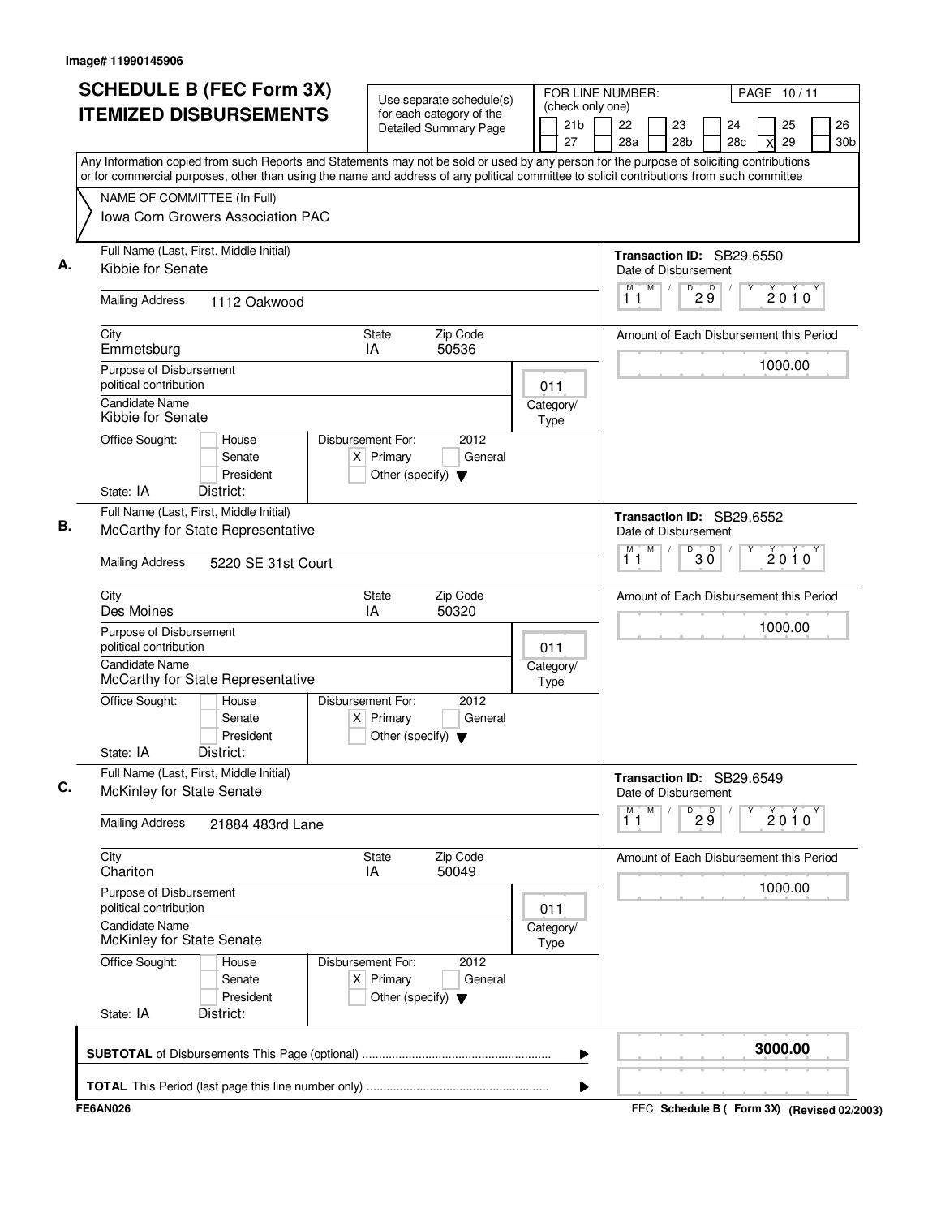Image# 11990145906

# SCHEDULE B (FEC Form 3X)
# ITEMIZED DISBURSEMENTS

Use separate schedule(s) for each category of the Detailed Summary Page

FOR LINE NUMBER: (check only one)

21b | 22 | 23 | 24 | 25 | 26
27 | 28a | 28b | 28c | X 29 | 30b

PAGE 10 / 11

Any Information copied from such Reports and Statements may not be sold or used by any person for the purpose of soliciting contributions or for commercial purposes, other than using the name and address of any political committee to solicit contributions from such committee

NAME OF COMMITTEE (In Full)
Iowa Corn Growers Association PAC

---

**A.** Full Name (Last, First, Middle Initial): Kibbie for Senate

Mailing Address: 1112 Oakwood

City: Emmetsburg | State: IA | Zip Code: 50536

Purpose of Disbursement: political contribution

Category/Type: 011

Candidate Name: Kibbie for Senate

Office Sought: Senate (unmarked: House / Senate / President)

Disbursement For: 2012 — X Primary

State: IA District:

Transaction ID: SB29.6550

Date of Disbursement: 11 / 29 / 2010

Amount of Each Disbursement this Period: 1000.00

---

**B.** Full Name (Last, First, Middle Initial): McCarthy for State Representative

Mailing Address: 5220 SE 31st Court

City: Des Moines | State: IA | Zip Code: 50320

Purpose of Disbursement: political contribution

Category/Type: 011

Candidate Name: McCarthy for State Representative

Office Sought: House / Senate / President (none marked)

Disbursement For: 2012 — X Primary

State: IA District:

Transaction ID: SB29.6552

Date of Disbursement: 11 / 30 / 2010

Amount of Each Disbursement this Period: 1000.00

---

**C.** Full Name (Last, First, Middle Initial): McKinley for State Senate

Mailing Address: 21884 483rd Lane

City: Chariton | State: IA | Zip Code: 50049

Purpose of Disbursement: political contribution

Category/Type: 011

Candidate Name: McKinley for State Senate

Office Sought: House / Senate / President (none marked)

Disbursement For: 2012 — X Primary

State: IA District:

Transaction ID: SB29.6549

Date of Disbursement: 11 / 29 / 2010

Amount of Each Disbursement this Period: 1000.00

---

**SUBTOTAL** of Disbursements This Page (optional): 3000.00

**TOTAL** This Period (last page this line number only):

FE6AN026 — FEC Schedule B ( Form 3X) (Revised 02/2003)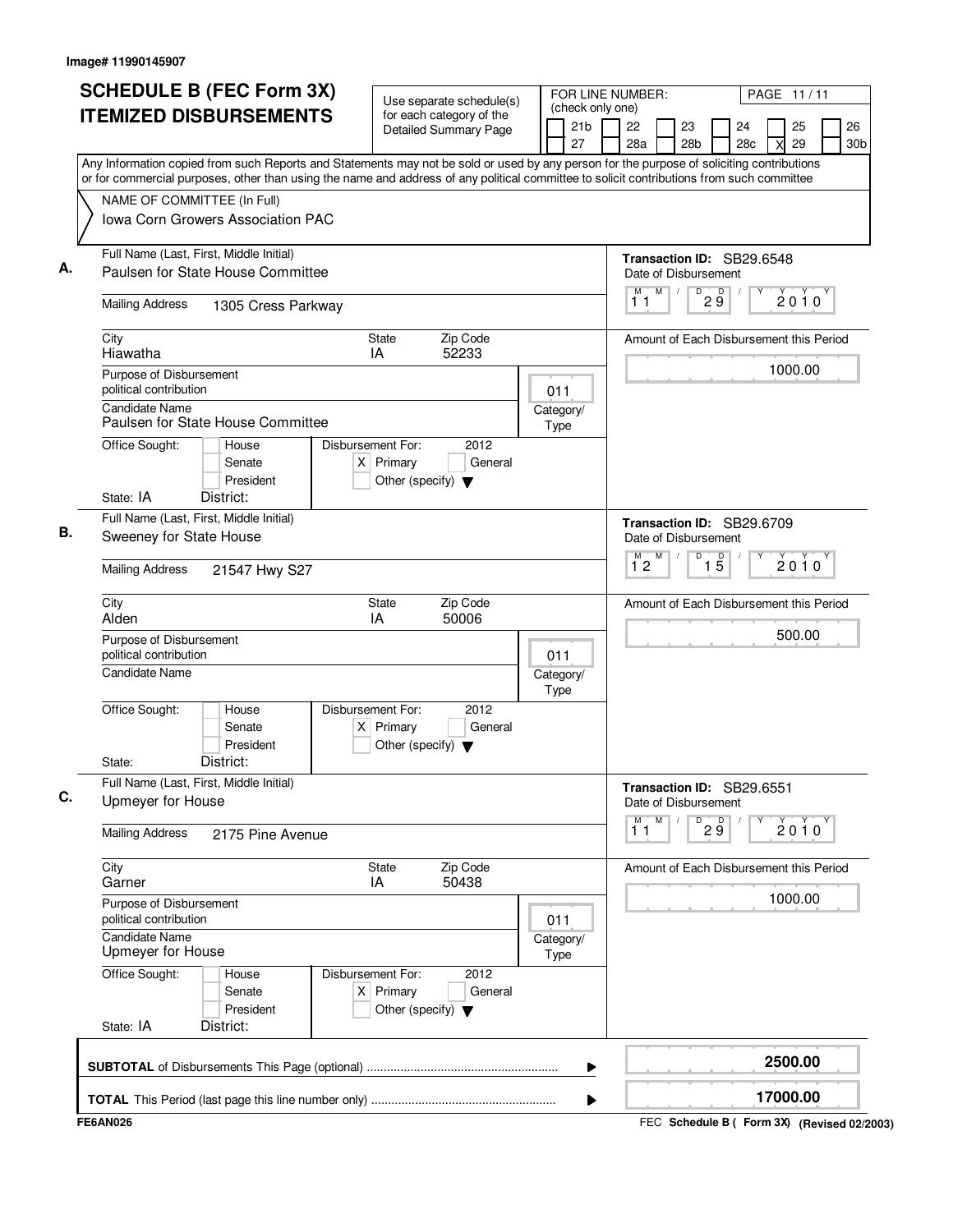Image# 11990145907

# SCHEDULE B (FEC Form 3X) ITEMIZED DISBURSEMENTS

Use separate schedule(s) for each category of the Detailed Summary Page

FOR LINE NUMBER: (check only one)

21b | 22 | 23 | 24 | 25 | 26
27 | 28a | 28b | 28c | X 29 | 30b

PAGE 11 / 11

Any Information copied from such Reports and Statements may not be sold or used by any person for the purpose of soliciting contributions or for commercial purposes, other than using the name and address of any political committee to solicit contributions from such committee

NAME OF COMMITTEE (In Full)
Iowa Corn Growers Association PAC

## A.

Full Name (Last, First, Middle Initial): Paulsen for State House Committee

Mailing Address: 1305 Cress Parkway

City: Hiawatha | State: IA | Zip Code: 52233

Purpose of Disbursement: political contribution

Candidate Name: Paulsen for State House Committee

Category/Type: 011

Office Sought: House / Senate / President

State: IA District:

Disbursement For: 2012 — X Primary / General / Other (specify)

Transaction ID: SB29.6548

Date of Disbursement: 11/29/2010

Amount of Each Disbursement this Period: 1000.00

## B.

Full Name (Last, First, Middle Initial): Sweeney for State House

Mailing Address: 21547 Hwy S27

City: Alden | State: IA | Zip Code: 50006

Purpose of Disbursement: political contribution

Candidate Name:

Category/Type: 011

Office Sought: House / Senate / President

State: District:

Disbursement For: 2012 — X Primary / General / Other (specify)

Transaction ID: SB29.6709

Date of Disbursement: 12/15/2010

Amount of Each Disbursement this Period: 500.00

## C.

Full Name (Last, First, Middle Initial): Upmeyer for House

Mailing Address: 2175 Pine Avenue

City: Garner | State: IA | Zip Code: 50438

Purpose of Disbursement: political contribution

Candidate Name: Upmeyer for House

Category/Type: 011

Office Sought: House / Senate / President

State: IA District:

Disbursement For: 2012 — X Primary / General / Other (specify)

Transaction ID: SB29.6551

Date of Disbursement: 11/29/2010

Amount of Each Disbursement this Period: 1000.00

---

**SUBTOTAL** of Disbursements This Page (optional): 2500.00

**TOTAL** This Period (last page this line number only): 17000.00

FE6AN026

FEC **Schedule B ( Form 3X)** (Revised 02/2003)